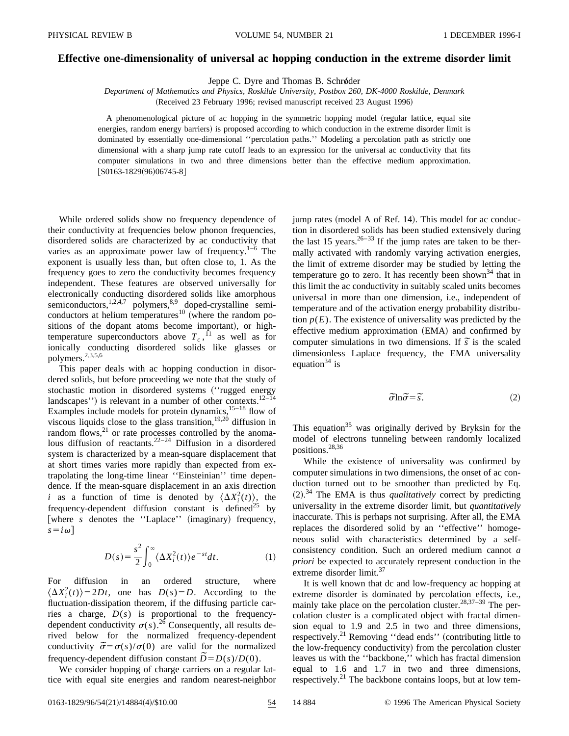# Effective one-dimensionality of universal ac hopping conduction in the extreme disorder limit

Jeppe C. Dyre and Thomas B. Schrøder

*Department of Mathematics and Physics, Roskilde University, Postbox 260, DK-4000 Roskilde, Denmark*

(Received 23 February 1996; revised manuscript received 23 August 1996)

A phenomenological picture of ac hopping in the symmetric hopping model (regular lattice, equal site energies, random energy barriers) is proposed according to which conduction in the extreme disorder limit is dominated by essentially one-dimensional "percolation paths." Modeling a percolation path as strictly one dimensional with a sharp jump rate cutoff leads to an expression for the universal ac conductivity that fits computer simulations in two and three dimensions better than the effective medium approximation. [S0163-1829(96)06745-8]

While ordered solids show no frequency dependence of their conductivity at frequencies below phonon frequencies, disordered solids are characterized by ac conductivity that varies as an approximate power law of frequency.[1–6] The exponent is usually less than, but often close to, 1. As the frequency goes to zero the conductivity becomes frequency independent. These features are observed universally for electronically conducting disordered solids like amorphous semiconductors,[1,2,4,7] polymers,[8,9] doped-crystalline semiconductors at helium temperatures[10] (where the random positions of the dopant atoms become important), or high-temperature superconductors above $T_c$,[11] as well as for ionically conducting disordered solids like glasses or polymers.[2,3,5,6]

This paper deals with ac hopping conduction in disordered solids, but before proceeding we note that the study of stochastic motion in disordered systems ("rugged energy landscapes") is relevant in a number of other contexts.[12–14] Examples include models for protein dynamics,[15–18] flow of viscous liquids close to the glass transition,[19,20] diffusion in random flows,[21] or rate processes controlled by the anomalous diffusion of reactants.[22–24] Diffusion in a disordered system is characterized by a mean-square displacement that at short times varies more rapidly than expected from extrapolating the long-time linear "Einsteinian" time dependence. If the mean-square displacement in an axis direction $i$ as a function of time is denoted by $\langle \Delta X_i^2(t)\rangle$, the frequency-dependent diffusion constant is defined[25] by [where $s$ denotes the "Laplace" (imaginary) frequency, $s=i\omega$]

$$D(s)=\frac{s^2}{2}\int_0^\infty \langle \Delta X_i^2(t)\rangle e^{-st}dt. \tag{1}$$

For diffusion in an ordered structure, where $\langle \Delta X_i^2(t)\rangle = 2Dt$, one has $D(s)=D$. According to the fluctuation-dissipation theorem, if the diffusing particle carries a charge, $D(s)$ is proportional to the frequency-dependent conductivity $\sigma(s)$.[26] Consequently, all results derived below for the normalized frequency-dependent conductivity $\tilde{\sigma}=\sigma(s)/\sigma(0)$ are valid for the normalized frequency-dependent diffusion constant $\tilde{D}=D(s)/D(0)$.

We consider hopping of charge carriers on a regular lattice with equal site energies and random nearest-neighbor jump rates (model A of Ref. 14). This model for ac conduction in disordered solids has been studied extensively during the last 15 years.[26–33] If the jump rates are taken to be thermally activated with randomly varying activation energies, the limit of extreme disorder may be studied by letting the temperature go to zero. It has recently been shown[34] that in this limit the ac conductivity in suitably scaled units becomes universal in more than one dimension, i.e., independent of temperature and of the activation energy probability distribution $p(E)$. The existence of universality was predicted by the effective medium approximation (EMA) and confirmed by computer simulations in two dimensions. If $\tilde{s}$ is the scaled dimensionless Laplace frequency, the EMA universality equation[34] is

$$\tilde{\sigma}\ln\tilde{\sigma}=\tilde{s}. \tag{2}$$

This equation[35] was originally derived by Bryksin for the model of electrons tunneling between randomly localized positions.[28,36]

While the existence of universality was confirmed by computer simulations in two dimensions, the onset of ac conduction turned out to be smoother than predicted by Eq. (2).[34] The EMA is thus *qualitatively* correct by predicting universality in the extreme disorder limit, but *quantitatively* inaccurate. This is perhaps not surprising. After all, the EMA replaces the disordered solid by an "effective" homogeneous solid with characteristics determined by a self-consistency condition. Such an ordered medium cannot *a priori* be expected to accurately represent conduction in the extreme disorder limit.[37]

It is well known that dc and low-frequency ac hopping at extreme disorder is dominated by percolation effects, i.e., mainly take place on the percolation cluster.[28,37–39] The percolation cluster is a complicated object with fractal dimension equal to 1.9 and 2.5 in two and three dimensions, respectively.[21] Removing "dead ends" (contributing little to the low-frequency conductivity) from the percolation cluster leaves us with the "backbone," which has fractal dimension equal to 1.6 and 1.7 in two and three dimensions, respectively.[21] The backbone contains loops, but at low tem-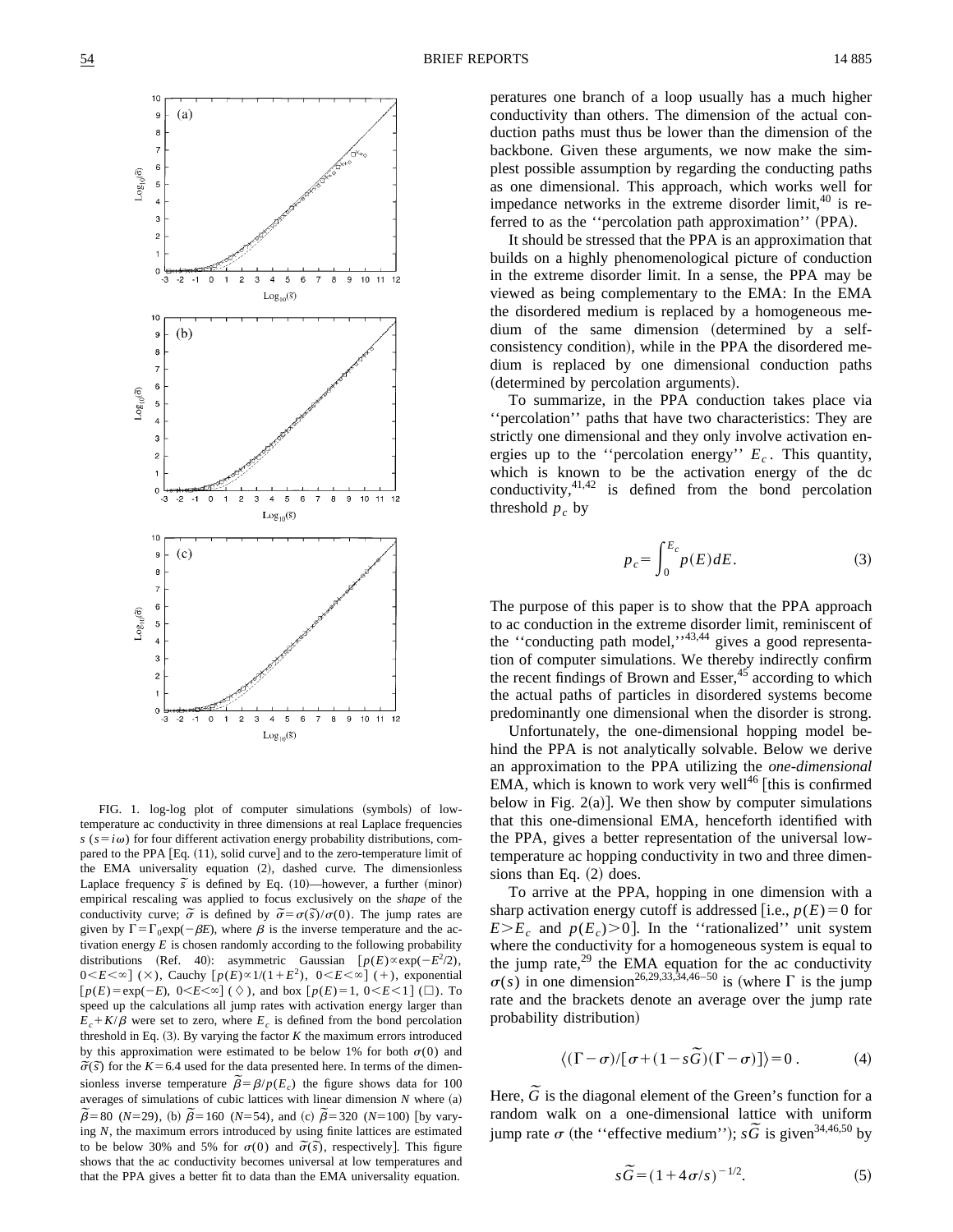FIG. 1. log-log plot of computer simulations (symbols) of low-temperature ac conductivity in three dimensions at real Laplace frequencies $s$ ($s=i\omega$) for four different activation energy probability distributions, compared to the PPA [Eq. (11), solid curve] and to the zero-temperature limit of the EMA universality equation (2), dashed curve. The dimensionless Laplace frequency $\tilde{s}$ is defined by Eq. (10)—however, a further (minor) empirical rescaling was applied to focus exclusively on the *shape* of the conductivity curve; $\tilde{\sigma}$ is defined by $\tilde{\sigma}=\sigma(\tilde{s})/\sigma(0)$. The jump rates are given by $\Gamma=\Gamma_0\exp(-\beta E)$, where $\beta$ is the inverse temperature and the activation energy $E$ is chosen randomly according to the following probability distributions (Ref. 40): asymmetric Gaussian [$p(E)\propto\exp(-E^2/2)$, $0<E<\infty$] ($\times$), Cauchy [$p(E)\propto 1/(1+E^2)$, $0<E<\infty$] (+), exponential [$p(E)=\exp(-E)$, $0<E<\infty$] ($\diamond$), and box [$p(E)=1$, $0<E<1$] ($\square$). To speed up the calculations all jump rates with activation energy larger than $E_c+K/\beta$ were set to zero, where $E_c$ is defined from the bond percolation threshold in Eq. (3). By varying the factor $K$ the maximum errors introduced by this approximation were estimated to be below 1% for both $\sigma(0)$ and $\tilde{\sigma}(\tilde{s})$ for the $K=6.4$ used for the data presented here. In terms of the dimensionless inverse temperature $\tilde{\beta}=\beta/p(E_c)$ the figure shows data for 100 averages of simulations of cubic lattices with linear dimension $N$ where (a) $\tilde{\beta}=80$ ($N=29$), (b) $\tilde{\beta}=160$ ($N=54$), and (c) $\tilde{\beta}=320$ ($N=100$) [by varying $N$, the maximum errors introduced by using finite lattices are estimated to be below 30% and 5% for $\sigma(0)$ and $\tilde{\sigma}(\tilde{s})$, respectively]. This figure shows that the ac conductivity becomes universal at low temperatures and that the PPA gives a better fit to data than the EMA universality equation.

peratures one branch of a loop usually has a much higher conductivity than others. The dimension of the actual conduction paths must thus be lower than the dimension of the backbone. Given these arguments, we now make the simplest possible assumption by regarding the conducting paths as one dimensional. This approach, which works well for impedance networks in the extreme disorder limit,[40] is referred to as the ''percolation path approximation'' (PPA).

It should be stressed that the PPA is an approximation that builds on a highly phenomenological picture of conduction in the extreme disorder limit. In a sense, the PPA may be viewed as being complementary to the EMA: In the EMA the disordered medium is replaced by a homogeneous medium of the same dimension (determined by a self-consistency condition), while in the PPA the disordered medium is replaced by one dimensional conduction paths (determined by percolation arguments).

To summarize, in the PPA conduction takes place via ''percolation'' paths that have two characteristics: They are strictly one dimensional and they only involve activation energies up to the ''percolation energy'' $E_c$. This quantity, which is known to be the activation energy of the dc conductivity,[41,42] is defined from the bond percolation threshold $p_c$ by

$$p_c=\int_0^{E_c}p(E)dE. \tag{3}$$

The purpose of this paper is to show that the PPA approach to ac conduction in the extreme disorder limit, reminiscent of the ''conducting path model,''[43,44] gives a good representation of computer simulations. We thereby indirectly confirm the recent findings of Brown and Esser,[45] according to which the actual paths of particles in disordered systems become predominantly one dimensional when the disorder is strong.

Unfortunately, the one-dimensional hopping model behind the PPA is not analytically solvable. Below we derive an approximation to the PPA utilizing the *one-dimensional* EMA, which is known to work very well[46] [this is confirmed below in Fig. 2(a)]. We then show by computer simulations that this one-dimensional EMA, henceforth identified with the PPA, gives a better representation of the universal low-temperature ac hopping conductivity in two and three dimensions than Eq. (2) does.

To arrive at the PPA, hopping in one dimension with a sharp activation energy cutoff is addressed [i.e., $p(E)=0$ for $E>E_c$ and $p(E_c)>0$]. In the ''rationalized'' unit system where the conductivity for a homogeneous system is equal to the jump rate,[29] the EMA equation for the ac conductivity $\sigma(s)$ in one dimension[26,29,33,34,46–50] is (where $\Gamma$ is the jump rate and the brackets denote an average over the jump rate probability distribution)

$$\langle(\Gamma-\sigma)/[\sigma+(1-s\tilde{G})(\Gamma-\sigma)]\rangle=0\,. \tag{4}$$

Here, $\tilde{G}$ is the diagonal element of the Green's function for a random walk on a one-dimensional lattice with uniform jump rate $\sigma$ (the ''effective medium''); $s\tilde{G}$ is given[34,46,50] by

$$s\tilde{G}=(1+4\sigma/s)^{-1/2}. \tag{5}$$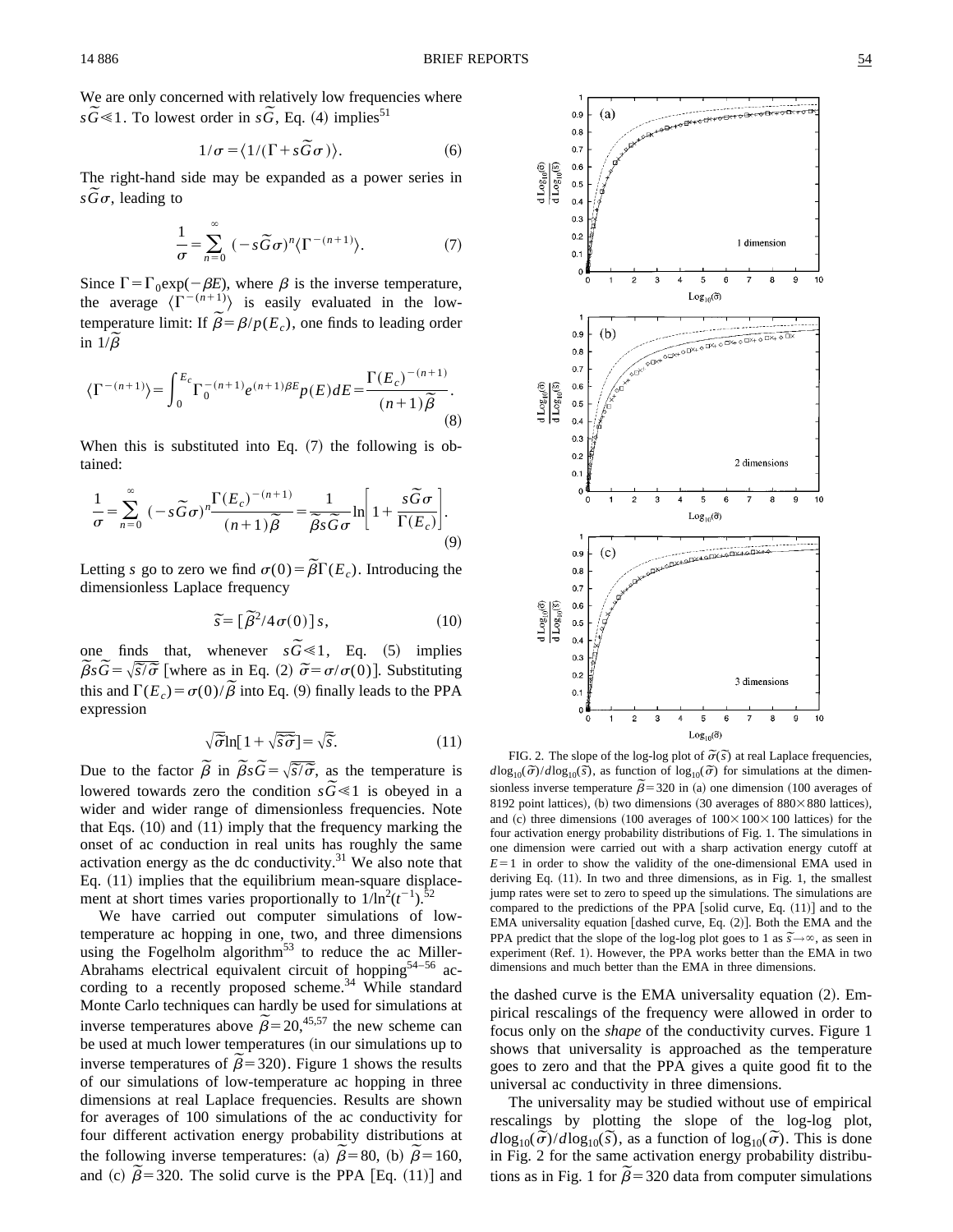We are only concerned with relatively low frequencies where $s\tilde{G} \ll 1$. To lowest order in $s\tilde{G}$, Eq. (4) implies[51]

$$1/\sigma = \langle 1/(\Gamma + s\tilde{G}\sigma) \rangle. \tag{6}$$

The right-hand side may be expanded as a power series in $s\tilde{G}\sigma$, leading to

$$\frac{1}{\sigma} = \sum_{n=0}^{\infty} (-s\tilde{G}\sigma)^n \langle \Gamma^{-(n+1)} \rangle. \tag{7}$$

Since $\Gamma = \Gamma_0 \exp(-\beta E)$, where $\beta$ is the inverse temperature, the average $\langle \Gamma^{-(n+1)} \rangle$ is easily evaluated in the low-temperature limit: If $\tilde{\beta} = \beta / p(E_c)$, one finds to leading order in $1/\tilde{\beta}$

$$\langle \Gamma^{-(n+1)} \rangle = \int_0^{E_c} \Gamma_0^{-(n+1)} e^{(n+1)\beta E} p(E) dE = \frac{\Gamma(E_c)^{-(n+1)}}{(n+1)\tilde{\beta}}. \tag{8}$$

When this is substituted into Eq. (7) the following is obtained:

$$\frac{1}{\sigma} = \sum_{n=0}^{\infty} (-s\tilde{G}\sigma)^n \frac{\Gamma(E_c)^{-(n+1)}}{(n+1)\tilde{\beta}} = \frac{1}{\tilde{\beta} s\tilde{G}\sigma} \ln\left[1 + \frac{s\tilde{G}\sigma}{\Gamma(E_c)}\right]. \tag{9}$$

Letting $s$ go to zero we find $\sigma(0) = \tilde{\beta}\Gamma(E_c)$. Introducing the dimensionless Laplace frequency

$$\tilde{s} = [\tilde{\beta}^2 / 4\sigma(0)] s, \tag{10}$$

one finds that, whenever $s\tilde{G} \ll 1$, Eq. (5) implies $\tilde{\beta} s\tilde{G} = \sqrt{\tilde{s}/\tilde{\sigma}}$ [where as in Eq. (2) $\tilde{\sigma} = \sigma/\sigma(0)$]. Substituting this and $\Gamma(E_c) = \sigma(0)/\tilde{\beta}$ into Eq. (9) finally leads to the PPA expression

$$\sqrt{\tilde{\sigma}} \ln[1 + \sqrt{\tilde{s}\tilde{\sigma}}] = \sqrt{\tilde{s}}. \tag{11}$$

Due to the factor $\tilde{\beta}$ in $\tilde{\beta} s\tilde{G} = \sqrt{\tilde{s}/\tilde{\sigma}}$, as the temperature is lowered towards zero the condition $s\tilde{G} \ll 1$ is obeyed in a wider and wider range of dimensionless frequencies. Note that Eqs. (10) and (11) imply that the frequency marking the onset of ac conduction in real units has roughly the same activation energy as the dc conductivity.[31] We also note that Eq. (11) implies that the equilibrium mean-square displacement at short times varies proportionally to $1/\ln^2(t^{-1})$.[52]

We have carried out computer simulations of low-temperature ac hopping in one, two, and three dimensions using the Fogelholm algorithm[53] to reduce the ac Miller-Abrahams electrical equivalent circuit of hopping[54–56] according to a recently proposed scheme.[34] While standard Monte Carlo techniques can hardly be used for simulations at inverse temperatures above $\tilde{\beta} = 20$,[45,57] the new scheme can be used at much lower temperatures (in our simulations up to inverse temperatures of $\tilde{\beta} = 320$). Figure 1 shows the results of our simulations of low-temperature ac hopping in three dimensions at real Laplace frequencies. Results are shown for averages of 100 simulations of the ac conductivity for four different activation energy probability distributions at the following inverse temperatures: (a) $\tilde{\beta} = 80$, (b) $\tilde{\beta} = 160$, and (c) $\tilde{\beta} = 320$. The solid curve is the PPA [Eq. (11)] and the dashed curve is the EMA universality equation (2). Empirical rescalings of the frequency were allowed in order to focus only on the *shape* of the conductivity curves. Figure 1 shows that universality is approached as the temperature goes to zero and that the PPA gives a quite good fit to the universal ac conductivity in three dimensions.

The universality may be studied without use of empirical rescalings by plotting the slope of the log-log plot, $d\log_{10}(\tilde{\sigma})/d\log_{10}(\tilde{s})$, as a function of $\log_{10}(\tilde{\sigma})$. This is done in Fig. 2 for the same activation energy probability distributions as in Fig. 1 for $\tilde{\beta} = 320$ data from computer simulations

FIG. 2. The slope of the log-log plot of $\tilde{\sigma}(\tilde{s})$ at real Laplace frequencies, $d\log_{10}(\tilde{\sigma})/d\log_{10}(\tilde{s})$, as function of $\log_{10}(\tilde{\sigma})$ for simulations at the dimensionless inverse temperature $\tilde{\beta} = 320$ in (a) one dimension (100 averages of 8192 point lattices), (b) two dimensions (30 averages of $880 \times 880$ lattices), and (c) three dimensions (100 averages of $100 \times 100 \times 100$ lattices) for the four activation energy probability distributions of Fig. 1. The simulations in one dimension were carried out with a sharp activation energy cutoff at $E = 1$ in order to show the validity of the one-dimensional EMA used in deriving Eq. (11). In two and three dimensions, as in Fig. 1, the smallest jump rates were set to zero to speed up the simulations. The simulations are compared to the predictions of the PPA [solid curve, Eq. (11)] and to the EMA universality equation [dashed curve, Eq. (2)]. Both the EMA and the PPA predict that the slope of the log-log plot goes to 1 as $\tilde{s} \to \infty$, as seen in experiment (Ref. 1). However, the PPA works better than the EMA in two dimensions and much better than the EMA in three dimensions.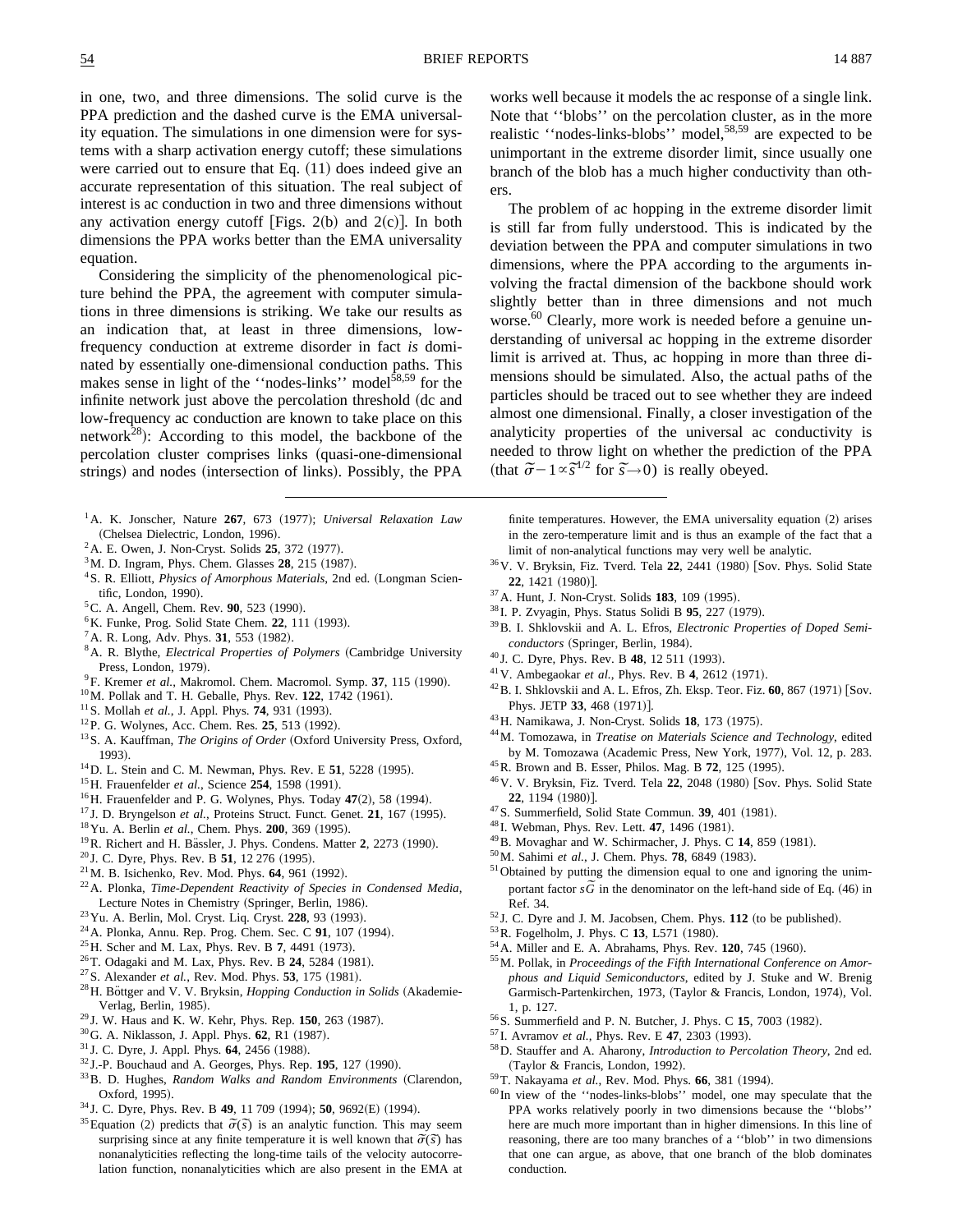in one, two, and three dimensions. The solid curve is the PPA prediction and the dashed curve is the EMA universality equation. The simulations in one dimension were for systems with a sharp activation energy cutoff; these simulations were carried out to ensure that Eq. (11) does indeed give an accurate representation of this situation. The real subject of interest is ac conduction in two and three dimensions without any activation energy cutoff [Figs. 2(b) and 2(c)]. In both dimensions the PPA works better than the EMA universality equation.

Considering the simplicity of the phenomenological picture behind the PPA, the agreement with computer simulations in three dimensions is striking. We take our results as an indication that, at least in three dimensions, low-frequency conduction at extreme disorder in fact *is* dominated by essentially one-dimensional conduction paths. This makes sense in light of the ''nodes-links'' model[58,59] for the infinite network just above the percolation threshold (dc and low-frequency ac conduction are known to take place on this network[28]): According to this model, the backbone of the percolation cluster comprises links (quasi-one-dimensional strings) and nodes (intersection of links). Possibly, the PPA works well because it models the ac response of a single link. Note that ''blobs'' on the percolation cluster, as in the more realistic ''nodes-links-blobs'' model,[58,59] are expected to be unimportant in the extreme disorder limit, since usually one branch of the blob has a much higher conductivity than others.

The problem of ac hopping in the extreme disorder limit is still far from fully understood. This is indicated by the deviation between the PPA and computer simulations in two dimensions, where the PPA according to the arguments involving the fractal dimension of the backbone should work slightly better than in three dimensions and not much worse.[60] Clearly, more work is needed before a genuine understanding of universal ac hopping in the extreme disorder limit is arrived at. Thus, ac hopping in more than three dimensions should be simulated. Also, the actual paths of the particles should be traced out to see whether they are indeed almost one dimensional. Finally, a closer investigation of the analyticity properties of the universal ac conductivity is needed to throw light on whether the prediction of the PPA (that $\tilde{\sigma}-1 \propto \tilde{s}^{1/2}$ for $\tilde{s}\to 0$) is really obeyed.

---

[1] A. K. Jonscher, Nature **267**, 673 (1977); *Universal Relaxation Law* (Chelsea Dielectric, London, 1996).

[2] A. E. Owen, J. Non-Cryst. Solids **25**, 372 (1977).

[3] M. D. Ingram, Phys. Chem. Glasses **28**, 215 (1987).

[4] S. R. Elliott, *Physics of Amorphous Materials*, 2nd ed. (Longman Scientific, London, 1990).

[5] C. A. Angell, Chem. Rev. **90**, 523 (1990).

[6] K. Funke, Prog. Solid State Chem. **22**, 111 (1993).

[7] A. R. Long, Adv. Phys. **31**, 553 (1982).

[8] A. R. Blythe, *Electrical Properties of Polymers* (Cambridge University Press, London, 1979).

[9] F. Kremer *et al.*, Makromol. Chem. Macromol. Symp. **37**, 115 (1990).

[10] M. Pollak and T. H. Geballe, Phys. Rev. **122**, 1742 (1961).

[11] S. Mollah *et al.*, J. Appl. Phys. **74**, 931 (1993).

[12] P. G. Wolynes, Acc. Chem. Res. **25**, 513 (1992).

[13] S. A. Kauffman, *The Origins of Order* (Oxford University Press, Oxford, 1993).

[14] D. L. Stein and C. M. Newman, Phys. Rev. E **51**, 5228 (1995).

[15] H. Frauenfelder *et al.*, Science **254**, 1598 (1991).

[16] H. Frauenfelder and P. G. Wolynes, Phys. Today **47**(2), 58 (1994).

[17] J. D. Bryngelson *et al.*, Proteins Struct. Funct. Genet. **21**, 167 (1995).

[18] Yu. A. Berlin *et al.*, Chem. Phys. **200**, 369 (1995).

[19] R. Richert and H. Bässler, J. Phys. Condens. Matter **2**, 2273 (1990).

[20] J. C. Dyre, Phys. Rev. B **51**, 12 276 (1995).

[21] M. B. Isichenko, Rev. Mod. Phys. **64**, 961 (1992).

[22] A. Plonka, *Time-Dependent Reactivity of Species in Condensed Media*, Lecture Notes in Chemistry (Springer, Berlin, 1986).

[23] Yu. A. Berlin, Mol. Cryst. Liq. Cryst. **228**, 93 (1993).

[24] A. Plonka, Annu. Rep. Prog. Chem. Sec. C **91**, 107 (1994).

[25] H. Scher and M. Lax, Phys. Rev. B **7**, 4491 (1973).

[26] T. Odagaki and M. Lax, Phys. Rev. B **24**, 5284 (1981).

[27] S. Alexander *et al.*, Rev. Mod. Phys. **53**, 175 (1981).

[28] H. Böttger and V. V. Bryksin, *Hopping Conduction in Solids* (Akademie-Verlag, Berlin, 1985).

[29] J. W. Haus and K. W. Kehr, Phys. Rep. **150**, 263 (1987).

[30] G. A. Niklasson, J. Appl. Phys. **62**, R1 (1987).

[31] J. C. Dyre, J. Appl. Phys. **64**, 2456 (1988).

[32] J.-P. Bouchaud and A. Georges, Phys. Rep. **195**, 127 (1990).

[33] B. D. Hughes, *Random Walks and Random Environments* (Clarendon, Oxford, 1995).

[34] J. C. Dyre, Phys. Rev. B **49**, 11 709 (1994); **50**, 9692(E) (1994).

[35] Equation (2) predicts that $\tilde{\sigma}(\tilde{s})$ is an analytic function. This may seem surprising since at any finite temperature it is well known that $\tilde{\sigma}(\tilde{s})$ has nonanalyticities reflecting the long-time tails of the velocity autocorrelation function, nonanalyticities which are also present in the EMA at finite temperatures. However, the EMA universality equation (2) arises in the zero-temperature limit and is thus an example of the fact that a limit of non-analytical functions may very well be analytic.

[36] V. V. Bryksin, Fiz. Tverd. Tela **22**, 2441 (1980) [Sov. Phys. Solid State **22**, 1421 (1980)].

[37] A. Hunt, J. Non-Cryst. Solids **183**, 109 (1995).

[38] I. P. Zvyagin, Phys. Status Solidi B **95**, 227 (1979).

[39] B. I. Shklovskii and A. L. Efros, *Electronic Properties of Doped Semiconductors* (Springer, Berlin, 1984).

[40] J. C. Dyre, Phys. Rev. B **48**, 12 511 (1993).

[41] V. Ambegaokar *et al.*, Phys. Rev. B **4**, 2612 (1971).

[42] B. I. Shklovskii and A. L. Efros, Zh. Eksp. Teor. Fiz. **60**, 867 (1971) [Sov. Phys. JETP **33**, 468 (1971)].

[43] H. Namikawa, J. Non-Cryst. Solids **18**, 173 (1975).

[44] M. Tomozawa, in *Treatise on Materials Science and Technology*, edited by M. Tomozawa (Academic Press, New York, 1977), Vol. 12, p. 283.

[45] R. Brown and B. Esser, Philos. Mag. B **72**, 125 (1995).

[46] V. V. Bryksin, Fiz. Tverd. Tela **22**, 2048 (1980) [Sov. Phys. Solid State **22**, 1194 (1980)].

[47] S. Summerfield, Solid State Commun. **39**, 401 (1981).

[48] I. Webman, Phys. Rev. Lett. **47**, 1496 (1981).

[49] B. Movaghar and W. Schirmacher, J. Phys. C **14**, 859 (1981).

[50] M. Sahimi *et al.*, J. Chem. Phys. **78**, 6849 (1983).

[51] Obtained by putting the dimension equal to one and ignoring the unimportant factor $s\tilde{G}$ in the denominator on the left-hand side of Eq. (46) in Ref. 34.

[52] J. C. Dyre and J. M. Jacobsen, Chem. Phys. **112** (to be published).

[53] R. Fogelholm, J. Phys. C **13**, L571 (1980).

[54] A. Miller and E. A. Abrahams, Phys. Rev. **120**, 745 (1960).

[55] M. Pollak, in *Proceedings of the Fifth International Conference on Amorphous and Liquid Semiconductors*, edited by J. Stuke and W. Brenig Garmisch-Partenkirchen, 1973, (Taylor & Francis, London, 1974), Vol. 1, p. 127.

[56] S. Summerfield and P. N. Butcher, J. Phys. C **15**, 7003 (1982).

[57] I. Avramov *et al.*, Phys. Rev. E **47**, 2303 (1993).

[58] D. Stauffer and A. Aharony, *Introduction to Percolation Theory*, 2nd ed. (Taylor & Francis, London, 1992).

[59] T. Nakayama *et al.*, Rev. Mod. Phys. **66**, 381 (1994).

[60] In view of the ''nodes-links-blobs'' model, one may speculate that the PPA works relatively poorly in two dimensions because the ''blobs'' here are much more important than in higher dimensions. In this line of reasoning, there are too many branches of a ''blob'' in two dimensions that one can argue, as above, that one branch of the blob dominates conduction.